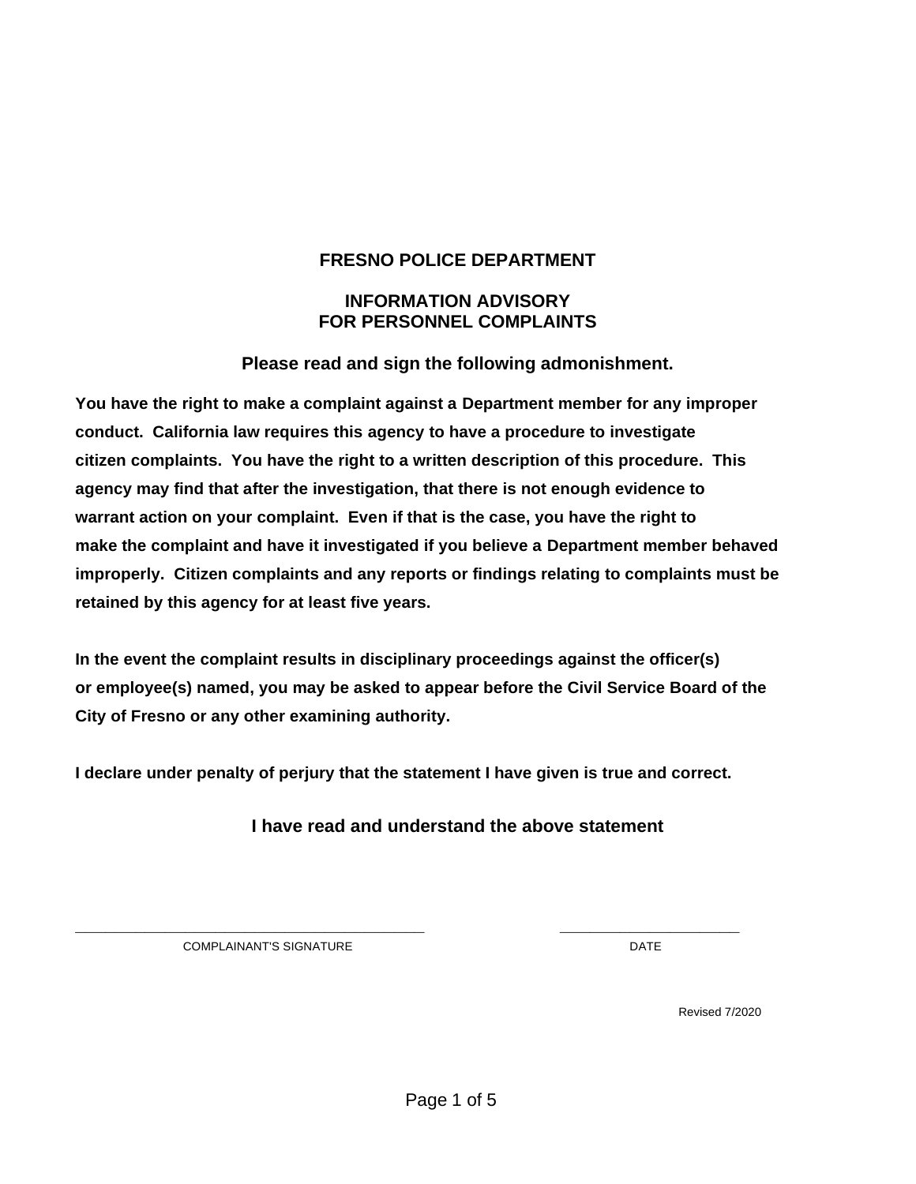# FRESNO POLICE DEPARTMENT

## INFORMATION ADVISORY
## FOR PERSONNEL COMPLAINTS

### Please read and sign the following admonishment.

**You have the right to make a complaint against a Department member for any improper conduct. California law requires this agency to have a procedure to investigate citizen complaints. You have the right to a written description of this procedure. This agency may find that after the investigation, that there is not enough evidence to warrant action on your complaint. Even if that is the case, you have the right to make the complaint and have it investigated if you believe a Department member behaved improperly. Citizen complaints and any reports or findings relating to complaints must be retained by this agency for at least five years.**

**In the event the complaint results in disciplinary proceedings against the officer(s) or employee(s) named, you may be asked to appear before the Civil Service Board of the City of Fresno or any other examining authority.**

**I declare under penalty of perjury that the statement I have given is true and correct.**

**I have read and understand the above statement**

\_\_\_\_\_\_\_\_\_\_\_\_\_\_\_\_\_\_\_\_\_\_\_\_\_\_\_\_\_\_\_\_\_\_\_\_\_\_\_\_ COMPLAINANT'S SIGNATURE

\_\_\_\_\_\_\_\_\_\_\_\_\_\_\_\_\_\_\_\_\_\_ DATE

Revised 7/2020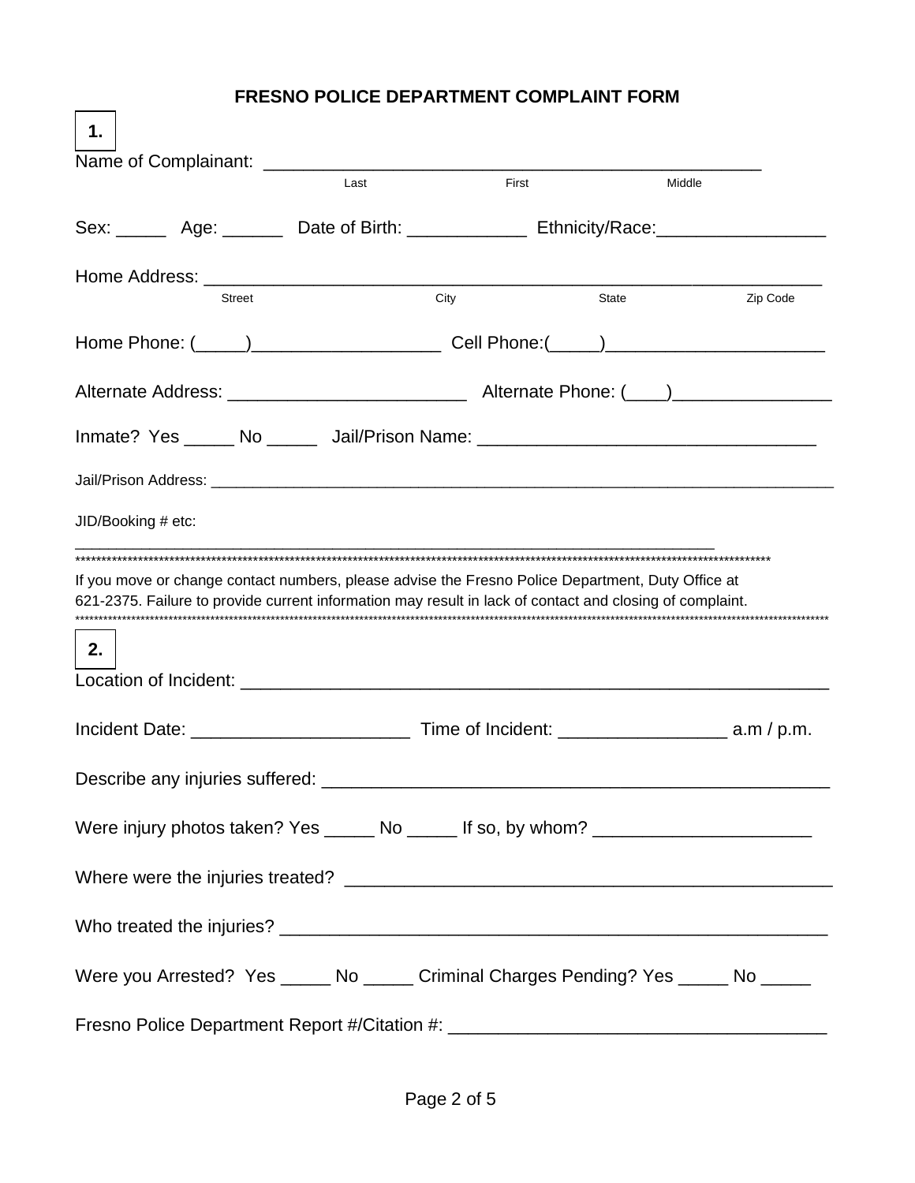## FRESNO POLICE DEPARTMENT COMPLAINT FORM

**1.**

Name of Complainant: ___________________________________________________
Last First Middle

Sex: _____ Age: ______ Date of Birth: ____________ Ethnicity/Race:_________________

Home Address: _____________________________________________________________
Street City State Zip Code

Home Phone: (_____)___________________ Cell Phone:(_____)______________________

Alternate Address: ________________________ Alternate Phone: (____)________________

Inmate? Yes _____ No _____ Jail/Prison Name: _________________________________

Jail/Prison Address: ___________________________________________________________________________

JID/Booking # etc:

__________________________________________________________________________________

*************************************************************************************************************************

If you move or change contact numbers, please advise the Fresno Police Department, Duty Office at 621-2375. Failure to provide current information may result in lack of contact and closing of complaint.

*************************************************************************************************************************

**2.**

Location of Incident: ____________________________________________________________

Incident Date: ______________________ Time of Incident: _________________ a.m / p.m.

Describe any injuries suffered: ____________________________________________________

Were injury photos taken? Yes _____ No _____ If so, by whom? ______________________

Where were the injuries treated? __________________________________________________

Who treated the injuries? ________________________________________________________

Were you Arrested? Yes _____ No _____ Criminal Charges Pending? Yes _____ No _____

Fresno Police Department Report #/Citation #: _____________________________________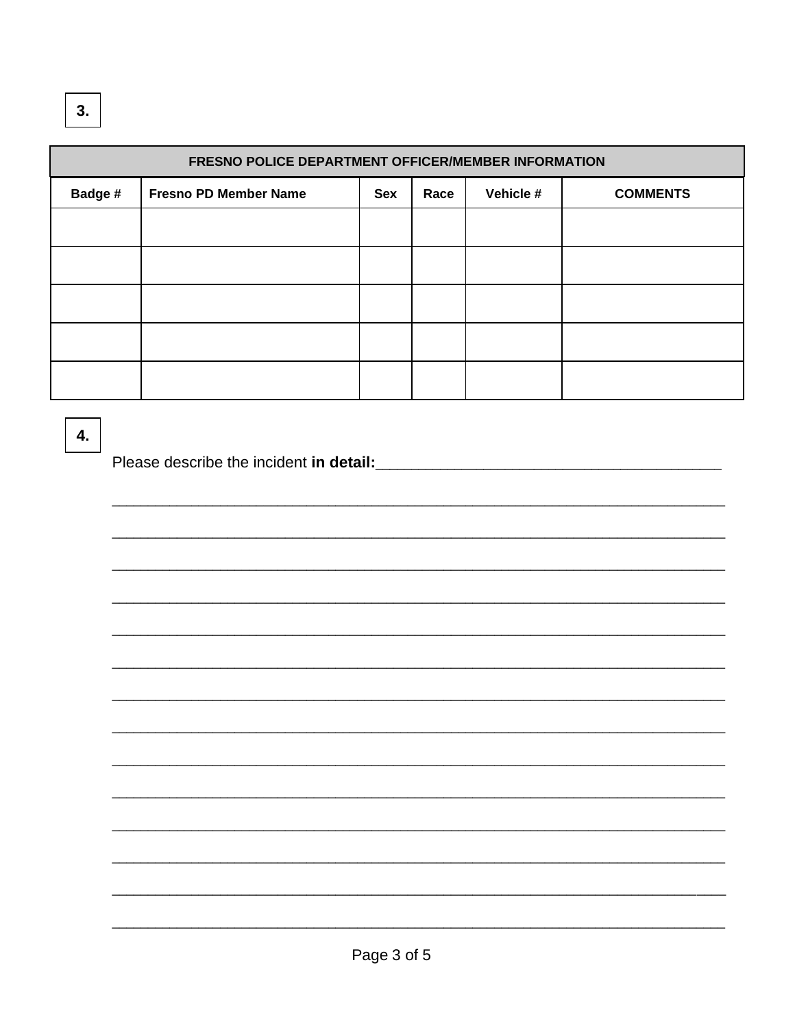**3.**

| FRESNO POLICE DEPARTMENT OFFICER/MEMBER INFORMATION | | | | | |
|---|---|---|---|---|---|
| **Badge #** | **Fresno PD Member Name** | **Sex** | **Race** | **Vehicle #** | **COMMENTS** |
| | | | | | |
| | | | | | |
| | | | | | |
| | | | | | |
| | | | | | |

**4.**

Please describe the incident **in detail:**_______________________________________

___________________________________________________________________________

___________________________________________________________________________

___________________________________________________________________________

___________________________________________________________________________

___________________________________________________________________________

___________________________________________________________________________

___________________________________________________________________________

___________________________________________________________________________

___________________________________________________________________________

___________________________________________________________________________

___________________________________________________________________________

___________________________________________________________________________

___________________________________________________________________________

___________________________________________________________________________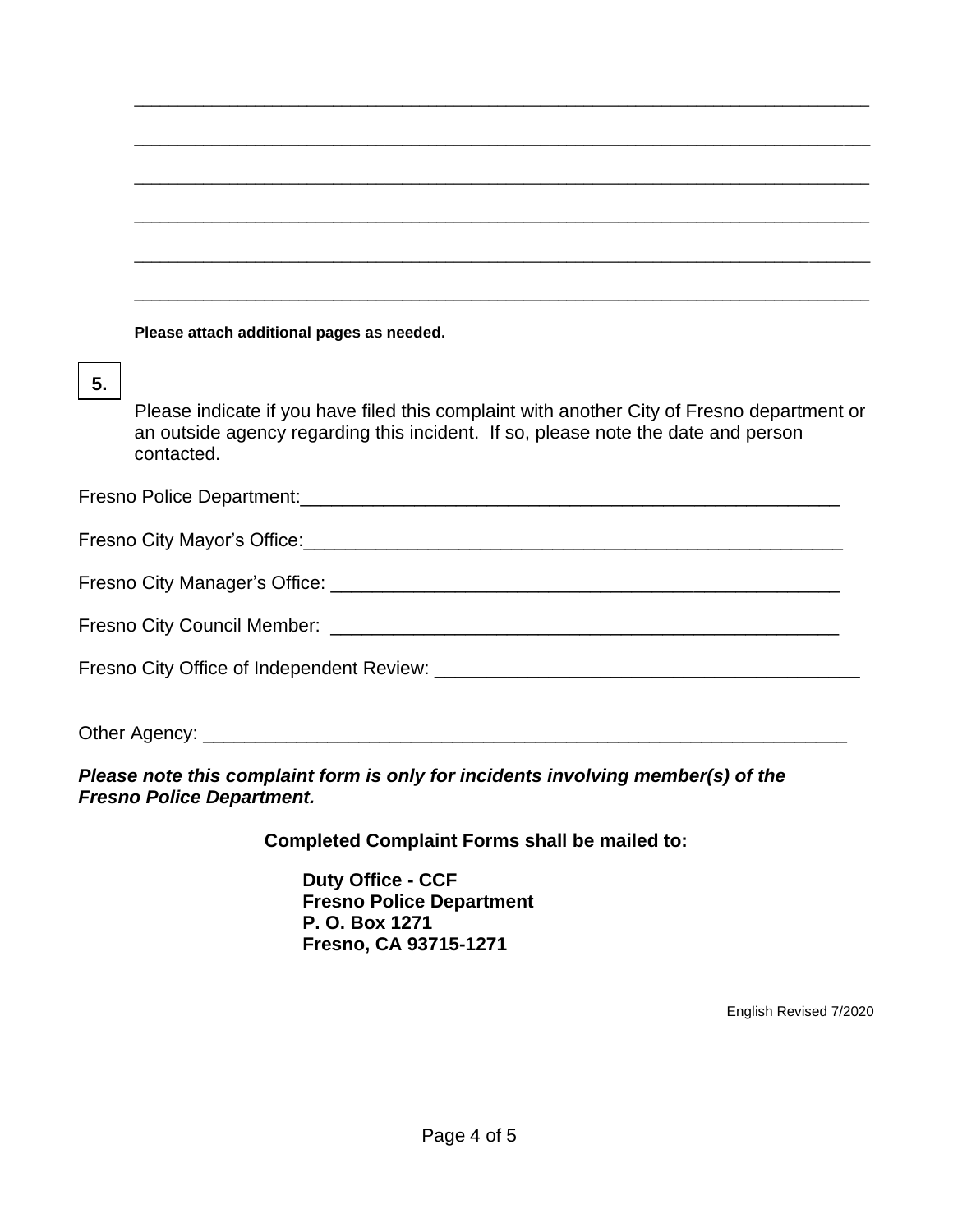\_\_\_\_\_\_\_\_\_\_\_\_\_\_\_\_\_\_\_\_\_\_\_\_\_\_\_\_\_\_\_\_\_\_\_\_\_\_\_\_\_\_\_\_\_\_\_\_\_\_\_\_\_\_\_\_\_\_\_\_\_\_\_\_\_\_\_\_\_\_\_\_

\_\_\_\_\_\_\_\_\_\_\_\_\_\_\_\_\_\_\_\_\_\_\_\_\_\_\_\_\_\_\_\_\_\_\_\_\_\_\_\_\_\_\_\_\_\_\_\_\_\_\_\_\_\_\_\_\_\_\_\_\_\_\_\_\_\_\_\_\_\_\_\_

\_\_\_\_\_\_\_\_\_\_\_\_\_\_\_\_\_\_\_\_\_\_\_\_\_\_\_\_\_\_\_\_\_\_\_\_\_\_\_\_\_\_\_\_\_\_\_\_\_\_\_\_\_\_\_\_\_\_\_\_\_\_\_\_\_\_\_\_\_\_\_\_

\_\_\_\_\_\_\_\_\_\_\_\_\_\_\_\_\_\_\_\_\_\_\_\_\_\_\_\_\_\_\_\_\_\_\_\_\_\_\_\_\_\_\_\_\_\_\_\_\_\_\_\_\_\_\_\_\_\_\_\_\_\_\_\_\_\_\_\_\_\_\_\_

\_\_\_\_\_\_\_\_\_\_\_\_\_\_\_\_\_\_\_\_\_\_\_\_\_\_\_\_\_\_\_\_\_\_\_\_\_\_\_\_\_\_\_\_\_\_\_\_\_\_\_\_\_\_\_\_\_\_\_\_\_\_\_\_\_\_\_\_\_\_\_\_

\_\_\_\_\_\_\_\_\_\_\_\_\_\_\_\_\_\_\_\_\_\_\_\_\_\_\_\_\_\_\_\_\_\_\_\_\_\_\_\_\_\_\_\_\_\_\_\_\_\_\_\_\_\_\_\_\_\_\_\_\_\_\_\_\_\_\_\_\_\_\_\_

**Please attach additional pages as needed.**

**5.**

Please indicate if you have filed this complaint with another City of Fresno department or an outside agency regarding this incident. If so, please note the date and person contacted.

Fresno Police Department:\_\_\_\_\_\_\_\_\_\_\_\_\_\_\_\_\_\_\_\_\_\_\_\_\_\_\_\_\_\_\_\_\_\_\_\_\_\_\_\_\_\_\_\_\_\_\_\_\_\_\_\_

Fresno City Mayor's Office:\_\_\_\_\_\_\_\_\_\_\_\_\_\_\_\_\_\_\_\_\_\_\_\_\_\_\_\_\_\_\_\_\_\_\_\_\_\_\_\_\_\_\_\_\_\_\_\_\_\_\_\_

Fresno City Manager's Office: \_\_\_\_\_\_\_\_\_\_\_\_\_\_\_\_\_\_\_\_\_\_\_\_\_\_\_\_\_\_\_\_\_\_\_\_\_\_\_\_\_\_\_\_\_\_\_\_\_\_

Fresno City Council Member: \_\_\_\_\_\_\_\_\_\_\_\_\_\_\_\_\_\_\_\_\_\_\_\_\_\_\_\_\_\_\_\_\_\_\_\_\_\_\_\_\_\_\_\_\_\_\_\_\_\_

Fresno City Office of Independent Review: \_\_\_\_\_\_\_\_\_\_\_\_\_\_\_\_\_\_\_\_\_\_\_\_\_\_\_\_\_\_\_\_\_\_\_\_\_\_\_\_\_

Other Agency: \_\_\_\_\_\_\_\_\_\_\_\_\_\_\_\_\_\_\_\_\_\_\_\_\_\_\_\_\_\_\_\_\_\_\_\_\_\_\_\_\_\_\_\_\_\_\_\_\_\_\_\_\_\_\_\_\_\_\_\_\_\_

***Please note this complaint form is only for incidents involving member(s) of the Fresno Police Department.***

**Completed Complaint Forms shall be mailed to:**

**Duty Office - CCF**
**Fresno Police Department**
**P. O. Box 1271**
**Fresno, CA 93715-1271**

English Revised 7/2020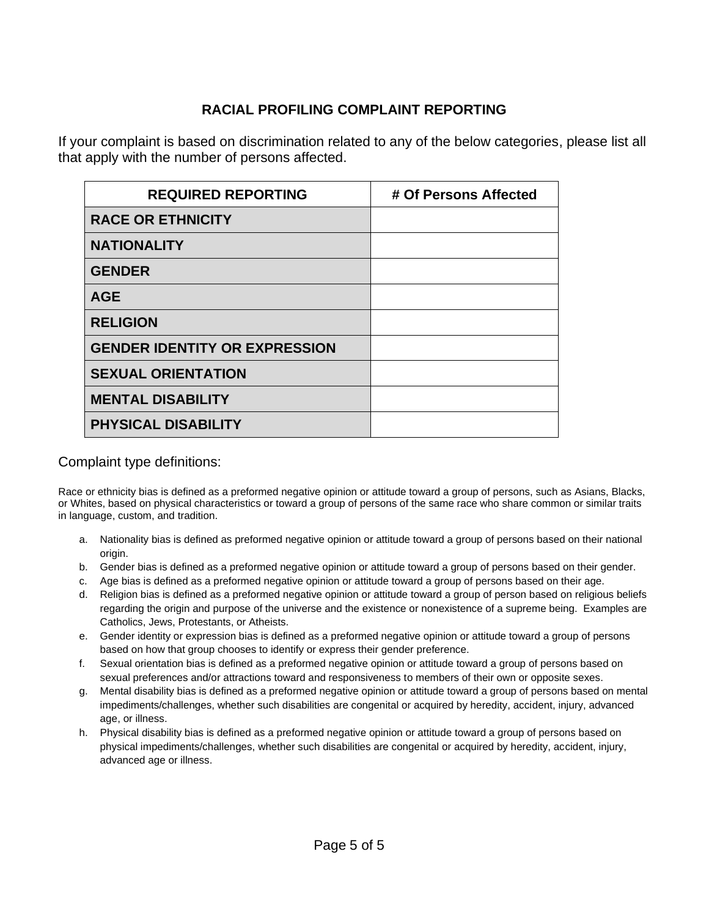## RACIAL PROFILING COMPLAINT REPORTING

If your complaint is based on discrimination related to any of the below categories, please list all that apply with the number of persons affected.

| REQUIRED REPORTING | # Of Persons Affected |
|---|---|
| **RACE OR ETHNICITY** | |
| **NATIONALITY** | |
| **GENDER** | |
| **AGE** | |
| **RELIGION** | |
| **GENDER IDENTITY OR EXPRESSION** | |
| **SEXUAL ORIENTATION** | |
| **MENTAL DISABILITY** | |
| **PHYSICAL DISABILITY** | |

Complaint type definitions:

Race or ethnicity bias is defined as a preformed negative opinion or attitude toward a group of persons, such as Asians, Blacks, or Whites, based on physical characteristics or toward a group of persons of the same race who share common or similar traits in language, custom, and tradition.

a. Nationality bias is defined as preformed negative opinion or attitude toward a group of persons based on their national origin.
b. Gender bias is defined as a preformed negative opinion or attitude toward a group of persons based on their gender.
c. Age bias is defined as a preformed negative opinion or attitude toward a group of persons based on their age.
d. Religion bias is defined as a preformed negative opinion or attitude toward a group of person based on religious beliefs regarding the origin and purpose of the universe and the existence or nonexistence of a supreme being. Examples are Catholics, Jews, Protestants, or Atheists.
e. Gender identity or expression bias is defined as a preformed negative opinion or attitude toward a group of persons based on how that group chooses to identify or express their gender preference.
f. Sexual orientation bias is defined as a preformed negative opinion or attitude toward a group of persons based on sexual preferences and/or attractions toward and responsiveness to members of their own or opposite sexes.
g. Mental disability bias is defined as a preformed negative opinion or attitude toward a group of persons based on mental impediments/challenges, whether such disabilities are congenital or acquired by heredity, accident, injury, advanced age, or illness.
h. Physical disability bias is defined as a preformed negative opinion or attitude toward a group of persons based on physical impediments/challenges, whether such disabilities are congenital or acquired by heredity, accident, injury, advanced age or illness.